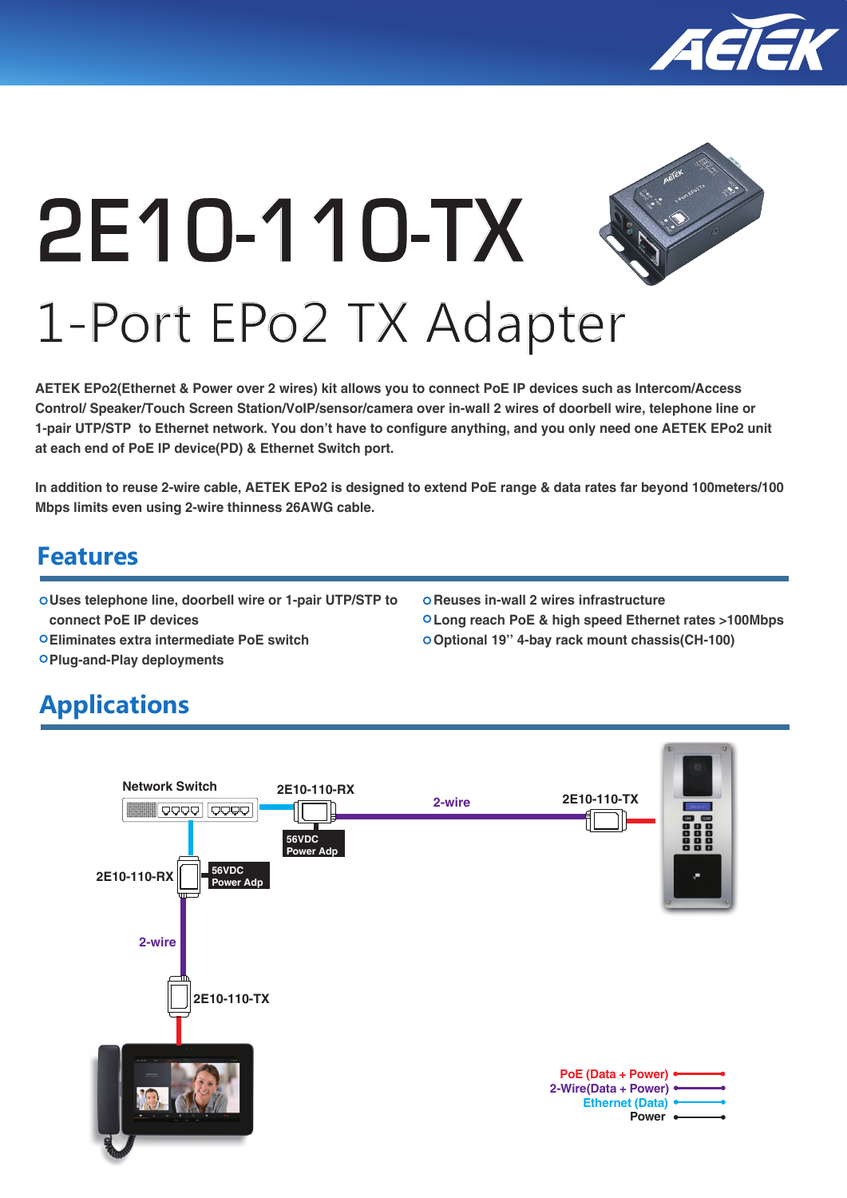# 2E10-110-TX

## 1-Port EPo2 TX Adapter

**AETEK EPo2(Ethernet & Power over 2 wires) kit allows you to connect PoE IP devices such as Intercom/Access Control/ Speaker/Touch Screen Station/VoIP/sensor/camera over in-wall 2 wires of doorbell wire, telephone line or 1-pair UTP/STP to Ethernet network. You don't have to configure anything, and you only need one AETEK EPo2 unit at each end of PoE IP device(PD) & Ethernet Switch port.**

**In addition to reuse 2-wire cable, AETEK EPo2 is designed to extend PoE range & data rates far beyond 100meters/100 Mbps limits even using 2-wire thinness 26AWG cable.**

## Features

- **Uses telephone line, doorbell wire or 1-pair UTP/STP to connect PoE IP devices**
- **Eliminates extra intermediate PoE switch**
- **Plug-and-Play deployments**
- **Reuses in-wall 2 wires infrastructure**
- **Long reach PoE & high speed Ethernet rates >100Mbps**
- **Optional 19" 4-bay rack mount chassis(CH-100)**

## Applications

Network Switch
2E10-110-RX
56VDC Power Adp
2-wire
2E10-110-TX
2E10-110-RX
56VDC Power Adp
2-wire
2E10-110-TX

PoE (Data + Power)
2-Wire(Data + Power)
Ethernet (Data)
Power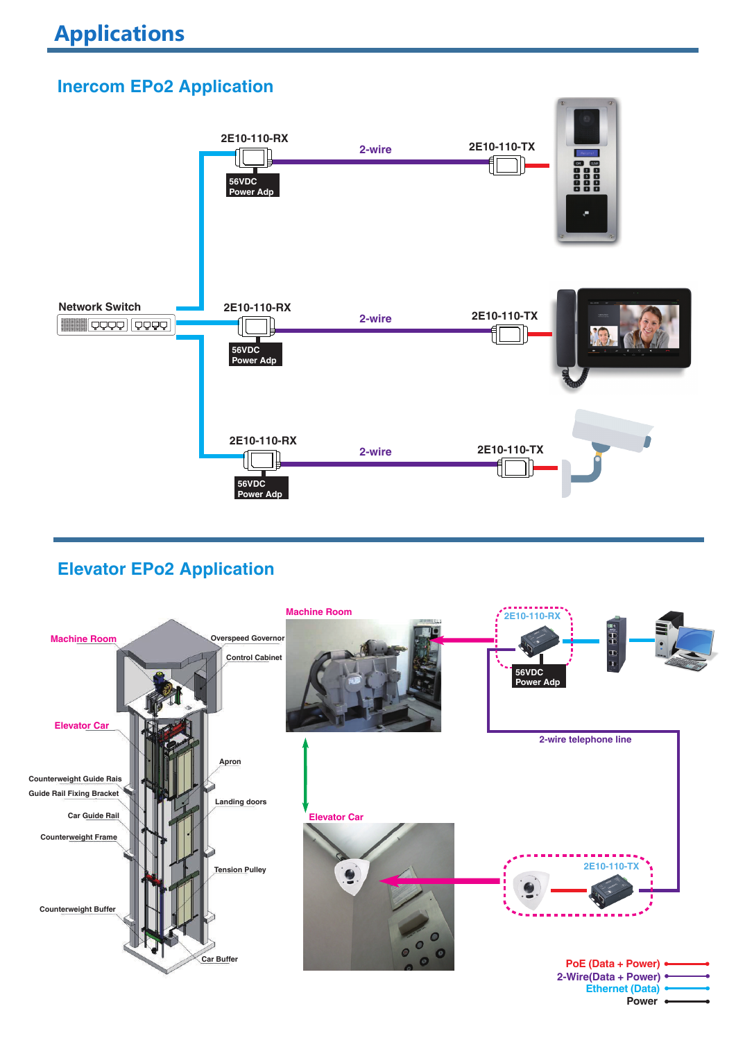# Applications

## Inercom EPo2 Application

2E10-110-RX

56VDC Power Adp

2-wire

2E10-110-TX

Network Switch

2E10-110-RX

56VDC Power Adp

2-wire

2E10-110-TX

2E10-110-RX

56VDC Power Adp

2-wire

2E10-110-TX

## Elevator EPo2 Application

Machine Room

Overspeed Governor

Control Cabinet

Elevator Car

Apron

Counterweight Guide Rais

Guide Rail Fixing Bracket

Landing doors

Car Guide Rail

Counterweight Frame

Tension Pulley

Counterweight Buffer

Car Buffer

Machine Room

Elevator Car

2E10-110-RX

56VDC Power Adp

2-wire telephone line

2E10-110-TX

PoE (Data + Power)

2-Wire(Data + Power)

Ethernet (Data)

Power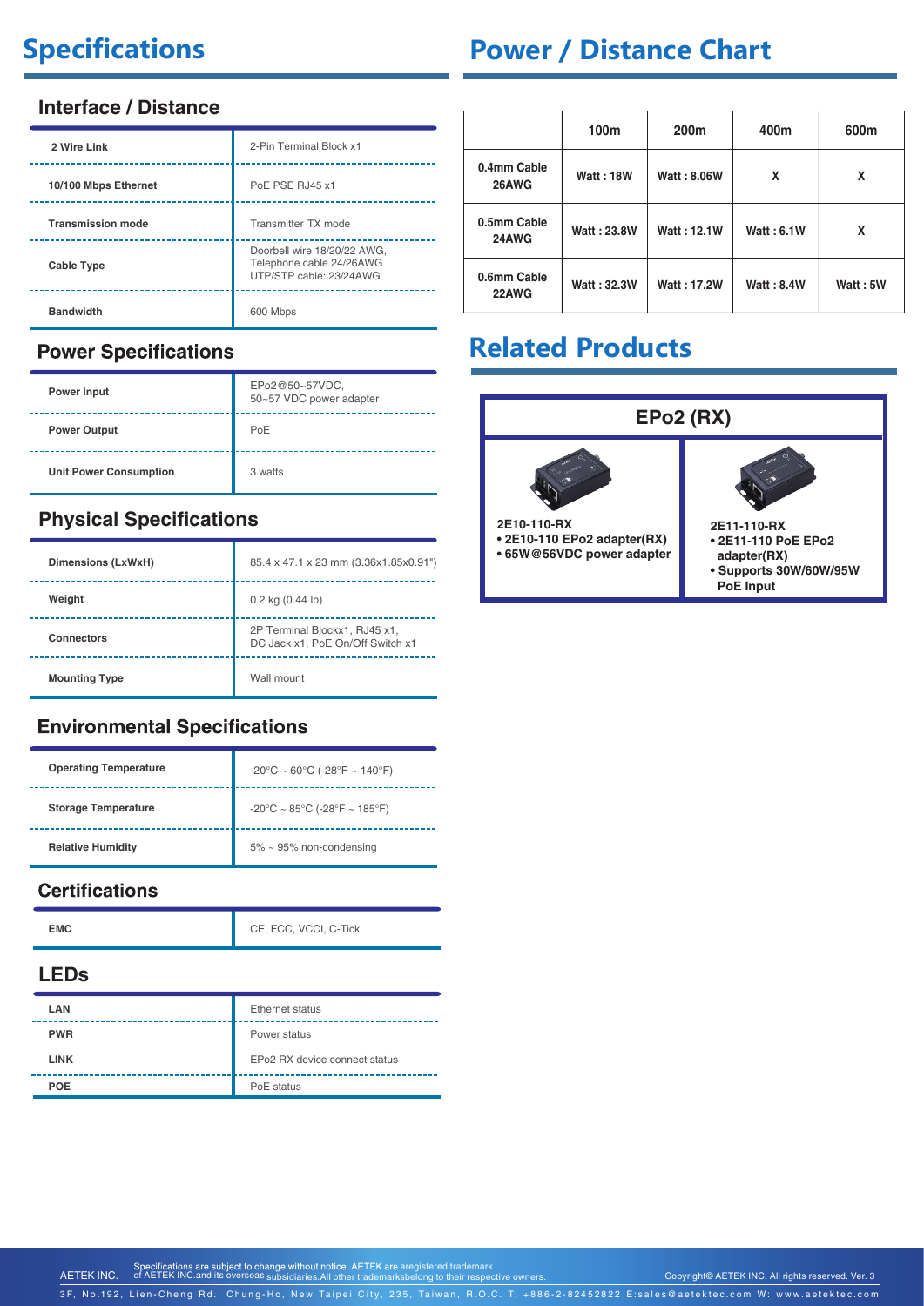# Specifications

### Interface / Distance

| | |
|---|---|
| 2 Wire Link | 2-Pin Terminal Block x1 |
| 10/100 Mbps Ethernet | PoE PSE RJ45 x1 |
| Transmission mode | Transmitter TX mode |
| Cable Type | Doorbell wire 18/20/22 AWG, Telephone cable 24/26AWG UTP/STP cable: 23/24AWG |
| Bandwidth | 600 Mbps |

### Power Specifications

| | |
|---|---|
| Power Input | EPo2@50~57VDC, 50~57 VDC power adapter |
| Power Output | PoE |
| Unit Power Consumption | 3 watts |

### Physical Specifications

| | |
|---|---|
| Dimensions (LxWxH) | 85.4 x 47.1 x 23 mm (3.36x1.85x0.91") |
| Weight | 0.2 kg (0.44 lb) |
| Connectors | 2P Terminal Blockx1, RJ45 x1, DC Jack x1, PoE On/Off Switch x1 |
| Mounting Type | Wall mount |

### Environmental Specifications

| | |
|---|---|
| Operating Temperature | -20°C ~ 60°C (-28°F ~ 140°F) |
| Storage Temperature | -20°C ~ 85°C (-28°F ~ 185°F) |
| Relative Humidity | 5% ~ 95% non-condensing |

### Certifications

| | |
|---|---|
| EMC | CE, FCC, VCCI, C-Tick |

### LEDs

| | |
|---|---|
| LAN | Ethernet status |
| PWR | Power status |
| LINK | EPo2 RX device connect status |
| POE | PoE status |

# Power / Distance Chart

| | 100m | 200m | 400m | 600m |
|---|---|---|---|---|
| 0.4mm Cable 26AWG | Watt : 18W | Watt : 8.06W | X | X |
| 0.5mm Cable 24AWG | Watt : 23.8W | Watt : 12.1W | Watt : 6.1W | X |
| 0.6mm Cable 22AWG | Watt : 32.3W | Watt : 17.2W | Watt : 8.4W | Watt : 5W |

# Related Products

### EPo2 (RX)

**2E10-110-RX**
- 2E10-110 EPo2 adapter(RX)
- 65W@56VDC power adapter

**2E11-110-RX**
- 2E11-110 PoE EPo2 adapter(RX)
- Supports 30W/60W/95W PoE Input

AETEK INC. Specifications are subject to change without notice. AETEK are aregistered trademark of AETEK INC.and its overseas subsidiaries.All other trademarksbelong to their respective owners. Copyright© AETEK INC. All rights reserved. Ver. 3

3F, No.192, Lien-Cheng Rd., Chung-Ho, New Taipei City, 235, Taiwan, R.O.C. T: +886-2-82452822 E:sales@aetektec.com W: www.aetektec.com